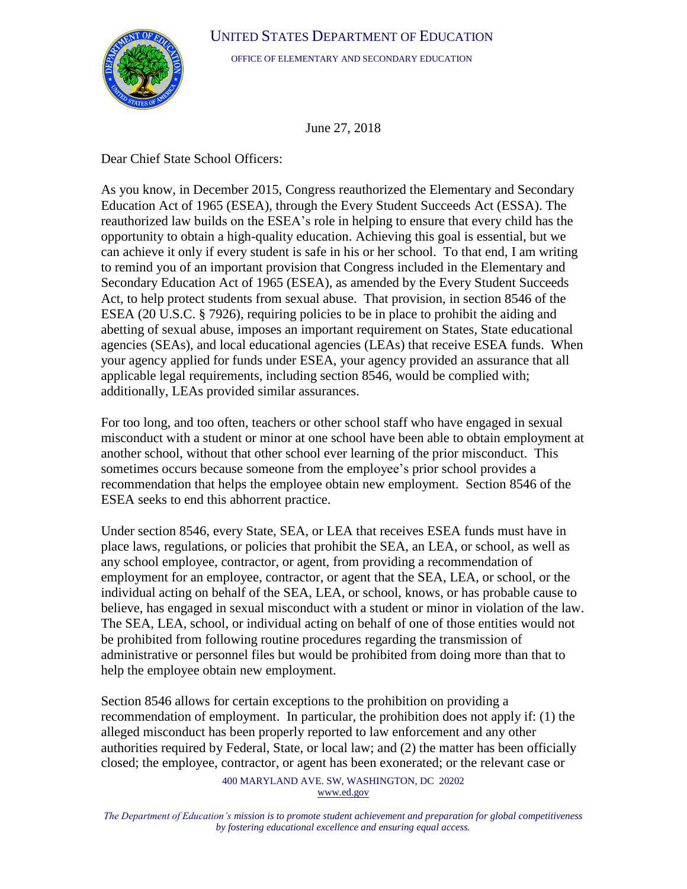UNITED STATES DEPARTMENT OF EDUCATION

OFFICE OF ELEMENTARY AND SECONDARY EDUCATION

June 27, 2018

Dear Chief State School Officers:

As you know, in December 2015, Congress reauthorized the Elementary and Secondary Education Act of 1965 (ESEA), through the Every Student Succeeds Act (ESSA). The reauthorized law builds on the ESEA's role in helping to ensure that every child has the opportunity to obtain a high-quality education. Achieving this goal is essential, but we can achieve it only if every student is safe in his or her school. To that end, I am writing to remind you of an important provision that Congress included in the Elementary and Secondary Education Act of 1965 (ESEA), as amended by the Every Student Succeeds Act, to help protect students from sexual abuse. That provision, in section 8546 of the ESEA (20 U.S.C. § 7926), requiring policies to be in place to prohibit the aiding and abetting of sexual abuse, imposes an important requirement on States, State educational agencies (SEAs), and local educational agencies (LEAs) that receive ESEA funds. When your agency applied for funds under ESEA, your agency provided an assurance that all applicable legal requirements, including section 8546, would be complied with; additionally, LEAs provided similar assurances.

For too long, and too often, teachers or other school staff who have engaged in sexual misconduct with a student or minor at one school have been able to obtain employment at another school, without that other school ever learning of the prior misconduct. This sometimes occurs because someone from the employee's prior school provides a recommendation that helps the employee obtain new employment. Section 8546 of the ESEA seeks to end this abhorrent practice.

Under section 8546, every State, SEA, or LEA that receives ESEA funds must have in place laws, regulations, or policies that prohibit the SEA, an LEA, or school, as well as any school employee, contractor, or agent, from providing a recommendation of employment for an employee, contractor, or agent that the SEA, LEA, or school, or the individual acting on behalf of the SEA, LEA, or school, knows, or has probable cause to believe, has engaged in sexual misconduct with a student or minor in violation of the law. The SEA, LEA, school, or individual acting on behalf of one of those entities would not be prohibited from following routine procedures regarding the transmission of administrative or personnel files but would be prohibited from doing more than that to help the employee obtain new employment.

Section 8546 allows for certain exceptions to the prohibition on providing a recommendation of employment. In particular, the prohibition does not apply if: (1) the alleged misconduct has been properly reported to law enforcement and any other authorities required by Federal, State, or local law; and (2) the matter has been officially closed; the employee, contractor, or agent has been exonerated; or the relevant case or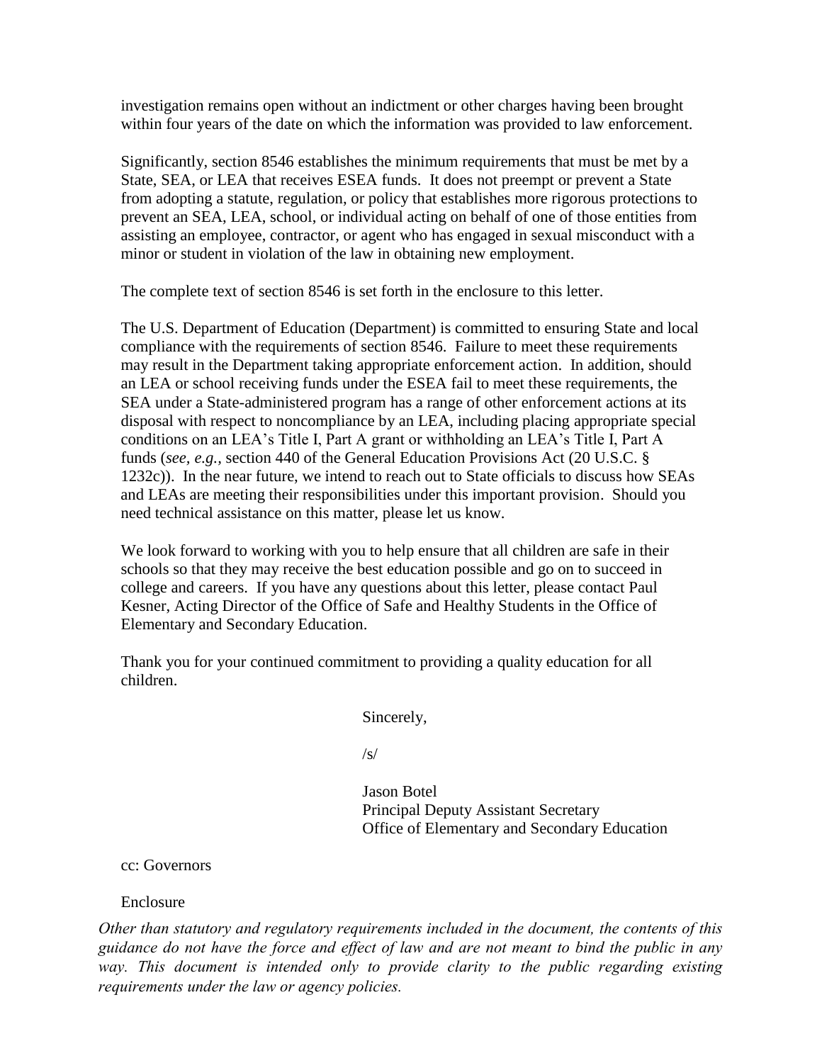investigation remains open without an indictment or other charges having been brought within four years of the date on which the information was provided to law enforcement.

Significantly, section 8546 establishes the minimum requirements that must be met by a State, SEA, or LEA that receives ESEA funds. It does not preempt or prevent a State from adopting a statute, regulation, or policy that establishes more rigorous protections to prevent an SEA, LEA, school, or individual acting on behalf of one of those entities from assisting an employee, contractor, or agent who has engaged in sexual misconduct with a minor or student in violation of the law in obtaining new employment.

The complete text of section 8546 is set forth in the enclosure to this letter.

The U.S. Department of Education (Department) is committed to ensuring State and local compliance with the requirements of section 8546. Failure to meet these requirements may result in the Department taking appropriate enforcement action. In addition, should an LEA or school receiving funds under the ESEA fail to meet these requirements, the SEA under a State-administered program has a range of other enforcement actions at its disposal with respect to noncompliance by an LEA, including placing appropriate special conditions on an LEA's Title I, Part A grant or withholding an LEA's Title I, Part A funds (*see, e.g.*, section 440 of the General Education Provisions Act (20 U.S.C. § 1232c)). In the near future, we intend to reach out to State officials to discuss how SEAs and LEAs are meeting their responsibilities under this important provision. Should you need technical assistance on this matter, please let us know.

We look forward to working with you to help ensure that all children are safe in their schools so that they may receive the best education possible and go on to succeed in college and careers. If you have any questions about this letter, please contact Paul Kesner, Acting Director of the Office of Safe and Healthy Students in the Office of Elementary and Secondary Education.

Thank you for your continued commitment to providing a quality education for all children.

Sincerely,

/s/

Jason Botel
Principal Deputy Assistant Secretary
Office of Elementary and Secondary Education

cc: Governors

Enclosure

*Other than statutory and regulatory requirements included in the document, the contents of this guidance do not have the force and effect of law and are not meant to bind the public in any way. This document is intended only to provide clarity to the public regarding existing requirements under the law or agency policies.*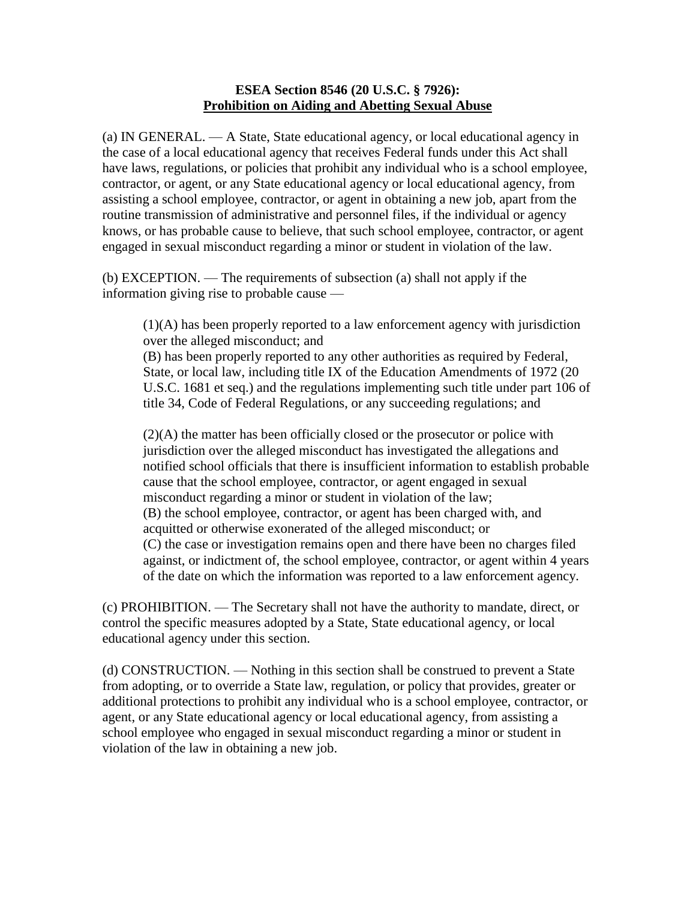**ESEA Section 8546 (20 U.S.C. § 7926):**
**<u>Prohibition on Aiding and Abetting Sexual Abuse</u>**

(a) IN GENERAL. — A State, State educational agency, or local educational agency in the case of a local educational agency that receives Federal funds under this Act shall have laws, regulations, or policies that prohibit any individual who is a school employee, contractor, or agent, or any State educational agency or local educational agency, from assisting a school employee, contractor, or agent in obtaining a new job, apart from the routine transmission of administrative and personnel files, if the individual or agency knows, or has probable cause to believe, that such school employee, contractor, or agent engaged in sexual misconduct regarding a minor or student in violation of the law.

(b) EXCEPTION. — The requirements of subsection (a) shall not apply if the information giving rise to probable cause —

> (1)(A) has been properly reported to a law enforcement agency with jurisdiction over the alleged misconduct; and
> (B) has been properly reported to any other authorities as required by Federal, State, or local law, including title IX of the Education Amendments of 1972 (20 U.S.C. 1681 et seq.) and the regulations implementing such title under part 106 of title 34, Code of Federal Regulations, or any succeeding regulations; and
>
> (2)(A) the matter has been officially closed or the prosecutor or police with jurisdiction over the alleged misconduct has investigated the allegations and notified school officials that there is insufficient information to establish probable cause that the school employee, contractor, or agent engaged in sexual misconduct regarding a minor or student in violation of the law;
> (B) the school employee, contractor, or agent has been charged with, and acquitted or otherwise exonerated of the alleged misconduct; or
> (C) the case or investigation remains open and there have been no charges filed against, or indictment of, the school employee, contractor, or agent within 4 years of the date on which the information was reported to a law enforcement agency.

(c) PROHIBITION. — The Secretary shall not have the authority to mandate, direct, or control the specific measures adopted by a State, State educational agency, or local educational agency under this section.

(d) CONSTRUCTION. — Nothing in this section shall be construed to prevent a State from adopting, or to override a State law, regulation, or policy that provides, greater or additional protections to prohibit any individual who is a school employee, contractor, or agent, or any State educational agency or local educational agency, from assisting a school employee who engaged in sexual misconduct regarding a minor or student in violation of the law in obtaining a new job.